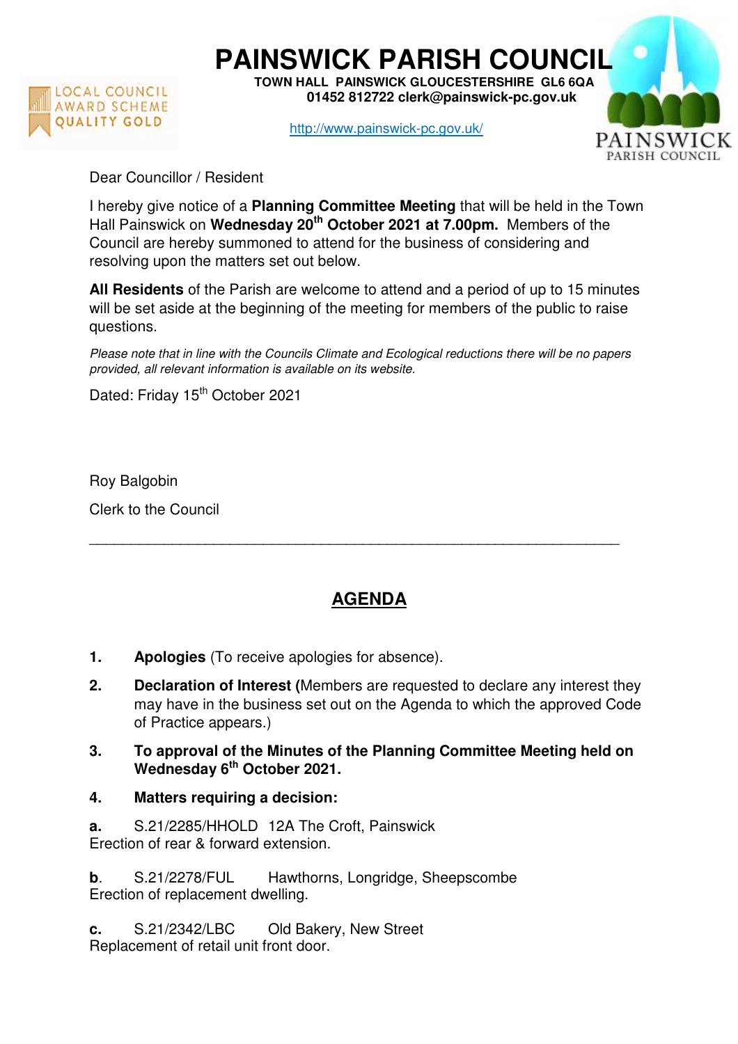# PAINSWICK PARISH COUNCIL

**TOWN HALL PAINSWICK GLOUCESTERSHIRE GL6 6QA**
**01452 812722 clerk@painswick-pc.gov.uk**

http://www.painswick-pc.gov.uk/

LOCAL COUNCIL AWARD SCHEME QUALITY GOLD

PAINSWICK PARISH COUNCIL

Dear Councillor / Resident

I hereby give notice of a **Planning Committee Meeting** that will be held in the Town Hall Painswick on **Wednesday 20th October 2021 at 7.00pm.** Members of the Council are hereby summoned to attend for the business of considering and resolving upon the matters set out below.

**All Residents** of the Parish are welcome to attend and a period of up to 15 minutes will be set aside at the beginning of the meeting for members of the public to raise questions.

*Please note that in line with the Councils Climate and Ecological reductions there will be no papers provided, all relevant information is available on its website.*

Dated: Friday 15th October 2021

Roy Balgobin

Clerk to the Council

---

## AGENDA

1. **Apologies** (To receive apologies for absence).

2. **Declaration of Interest (**Members are requested to declare any interest they may have in the business set out on the Agenda to which the approved Code of Practice appears.)

3. **To approval of the Minutes of the Planning Committee Meeting held on Wednesday 6th October 2021.**

4. **Matters requiring a decision:**

**a.** S.21/2285/HHOLD 12A The Croft, Painswick
Erection of rear & forward extension.

**b.** S.21/2278/FUL Hawthorns, Longridge, Sheepscombe
Erection of replacement dwelling.

**c.** S.21/2342/LBC Old Bakery, New Street
Replacement of retail unit front door.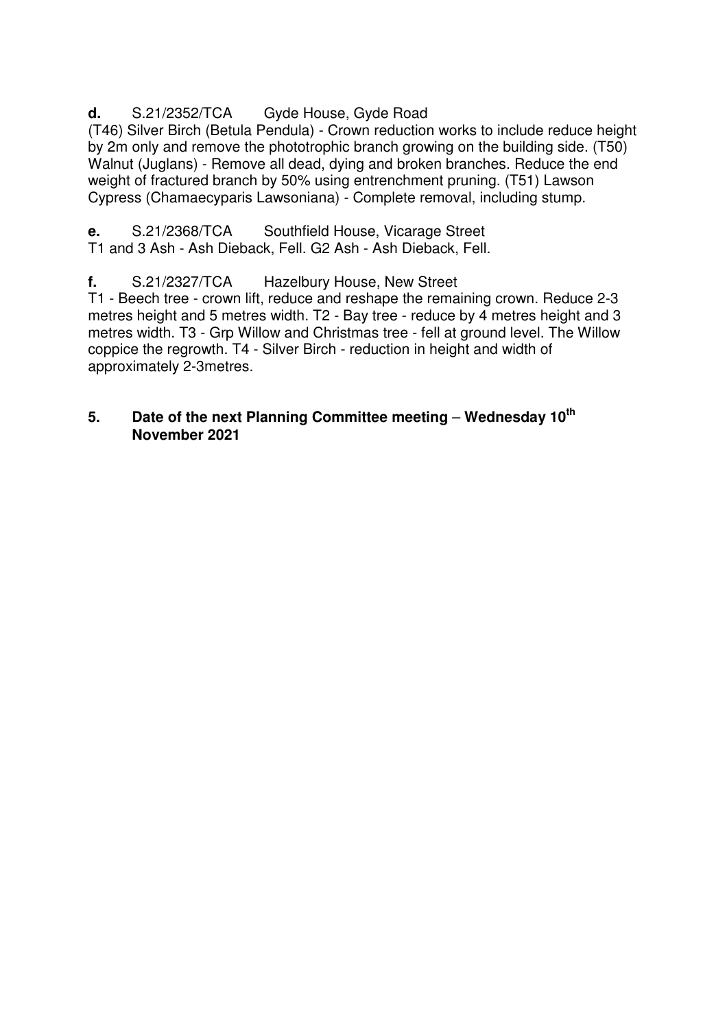**d.** S.21/2352/TCA Gyde House, Gyde Road
(T46) Silver Birch (Betula Pendula) - Crown reduction works to include reduce height by 2m only and remove the phototrophic branch growing on the building side. (T50) Walnut (Juglans) - Remove all dead, dying and broken branches. Reduce the end weight of fractured branch by 50% using entrenchment pruning. (T51) Lawson Cypress (Chamaecyparis Lawsoniana) - Complete removal, including stump.

**e.** S.21/2368/TCA Southfield House, Vicarage Street
T1 and 3 Ash - Ash Dieback, Fell. G2 Ash - Ash Dieback, Fell.

**f.** S.21/2327/TCA Hazelbury House, New Street
T1 - Beech tree - crown lift, reduce and reshape the remaining crown. Reduce 2-3 metres height and 5 metres width. T2 - Bay tree - reduce by 4 metres height and 3 metres width. T3 - Grp Willow and Christmas tree - fell at ground level. The Willow coppice the regrowth. T4 - Silver Birch - reduction in height and width of approximately 2-3metres.

## 5. Date of the next Planning Committee meeting – Wednesday 10th November 2021